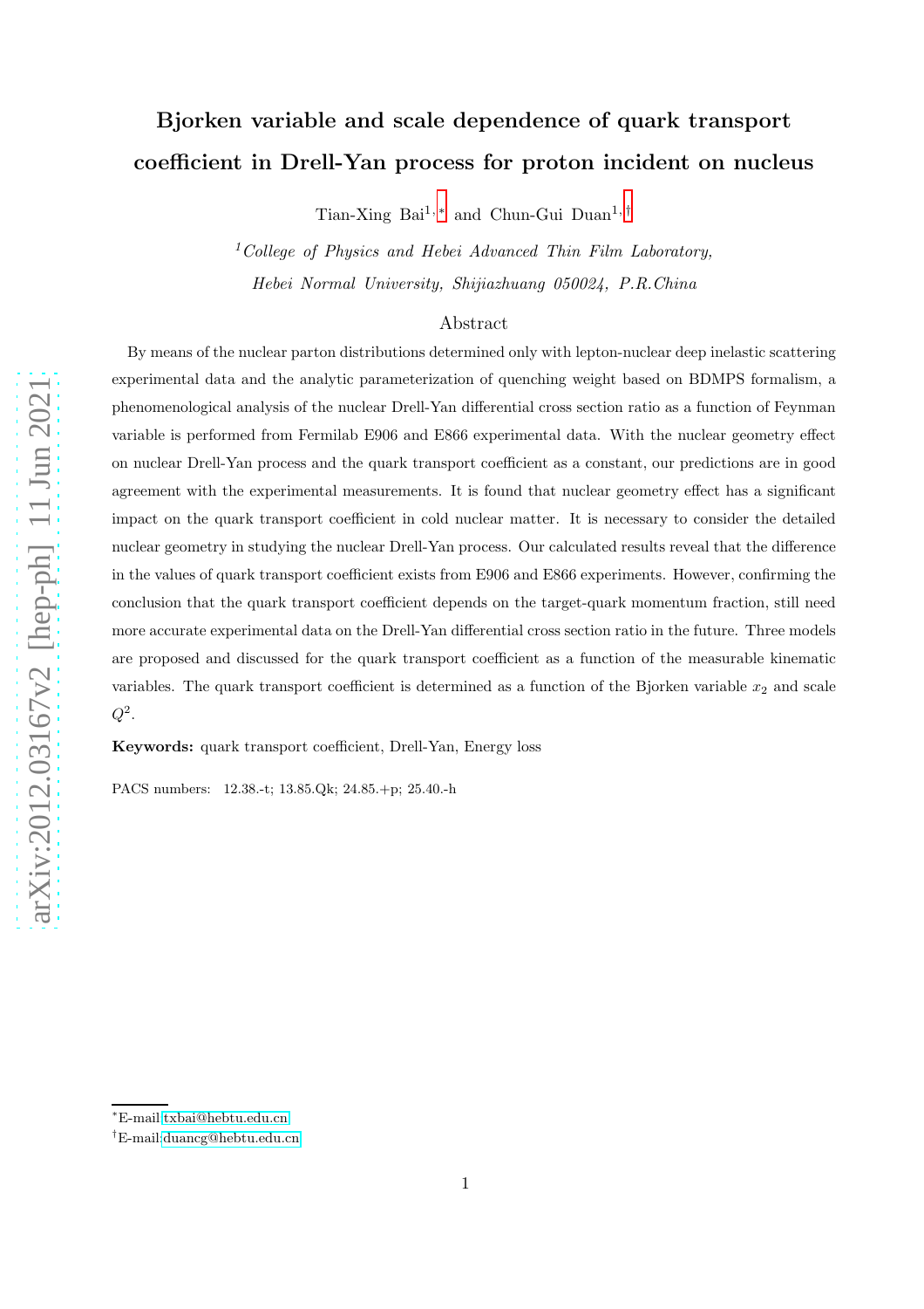# Bjorken variable and scale dependence of quark transport coefficient in Drell-Yan process for proton incident on nucleus

Tian-Xing Bai[1,*] and Chun-Gui Duan[1,†]

[1] *College of Physics and Hebei Advanced Thin Film Laboratory, Hebei Normal University, Shijiazhuang 050024, P.R.China*

## Abstract

By means of the nuclear parton distributions determined only with lepton-nuclear deep inelastic scattering experimental data and the analytic parameterization of quenching weight based on BDMPS formalism, a phenomenological analysis of the nuclear Drell-Yan differential cross section ratio as a function of Feynman variable is performed from Fermilab E906 and E866 experimental data. With the nuclear geometry effect on nuclear Drell-Yan process and the quark transport coefficient as a constant, our predictions are in good agreement with the experimental measurements. It is found that nuclear geometry effect has a significant impact on the quark transport coefficient in cold nuclear matter. It is necessary to consider the detailed nuclear geometry in studying the nuclear Drell-Yan process. Our calculated results reveal that the difference in the values of quark transport coefficient exists from E906 and E866 experiments. However, confirming the conclusion that the quark transport coefficient depends on the target-quark momentum fraction, still need more accurate experimental data on the Drell-Yan differential cross section ratio in the future. Three models are proposed and discussed for the quark transport coefficient as a function of the measurable kinematic variables. The quark transport coefficient is determined as a function of the Bjorken variable $x_2$ and scale $Q^2$.

**Keywords:** quark transport coefficient, Drell-Yan, Energy loss

PACS numbers: 12.38.-t; 13.85.Qk; 24.85.+p; 25.40.-h

---

*E-mail:txbai@hebtu.edu.cn

†E-mail:duancg@hebtu.edu.cn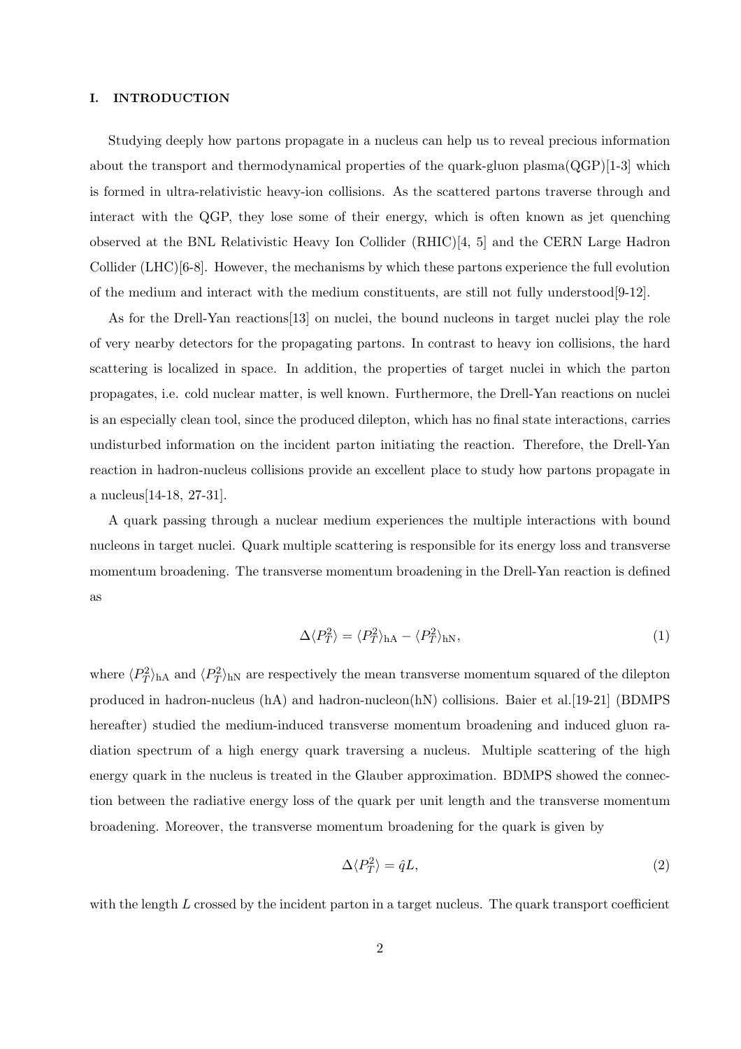## I. INTRODUCTION

Studying deeply how partons propagate in a nucleus can help us to reveal precious information about the transport and thermodynamical properties of the quark-gluon plasma(QGP)[1-3] which is formed in ultra-relativistic heavy-ion collisions. As the scattered partons traverse through and interact with the QGP, they lose some of their energy, which is often known as jet quenching observed at the BNL Relativistic Heavy Ion Collider (RHIC)[4, 5] and the CERN Large Hadron Collider (LHC)[6-8]. However, the mechanisms by which these partons experience the full evolution of the medium and interact with the medium constituents, are still not fully understood[9-12].

As for the Drell-Yan reactions[13] on nuclei, the bound nucleons in target nuclei play the role of very nearby detectors for the propagating partons. In contrast to heavy ion collisions, the hard scattering is localized in space. In addition, the properties of target nuclei in which the parton propagates, i.e. cold nuclear matter, is well known. Furthermore, the Drell-Yan reactions on nuclei is an especially clean tool, since the produced dilepton, which has no final state interactions, carries undisturbed information on the incident parton initiating the reaction. Therefore, the Drell-Yan reaction in hadron-nucleus collisions provide an excellent place to study how partons propagate in a nucleus[14-18, 27-31].

A quark passing through a nuclear medium experiences the multiple interactions with bound nucleons in target nuclei. Quark multiple scattering is responsible for its energy loss and transverse momentum broadening. The transverse momentum broadening in the Drell-Yan reaction is defined as

$$\Delta\langle P_T^2\rangle = \langle P_T^2\rangle_{\mathrm{hA}} - \langle P_T^2\rangle_{\mathrm{hN}}, \tag{1}$$

where $\langle P_T^2\rangle_{\mathrm{hA}}$ and $\langle P_T^2\rangle_{\mathrm{hN}}$ are respectively the mean transverse momentum squared of the dilepton produced in hadron-nucleus (hA) and hadron-nucleon(hN) collisions. Baier et al.[19-21] (BDMPS hereafter) studied the medium-induced transverse momentum broadening and induced gluon radiation spectrum of a high energy quark traversing a nucleus. Multiple scattering of the high energy quark in the nucleus is treated in the Glauber approximation. BDMPS showed the connection between the radiative energy loss of the quark per unit length and the transverse momentum broadening. Moreover, the transverse momentum broadening for the quark is given by

$$\Delta\langle P_T^2\rangle = \hat{q}L, \tag{2}$$

with the length $L$ crossed by the incident parton in a target nucleus. The quark transport coefficient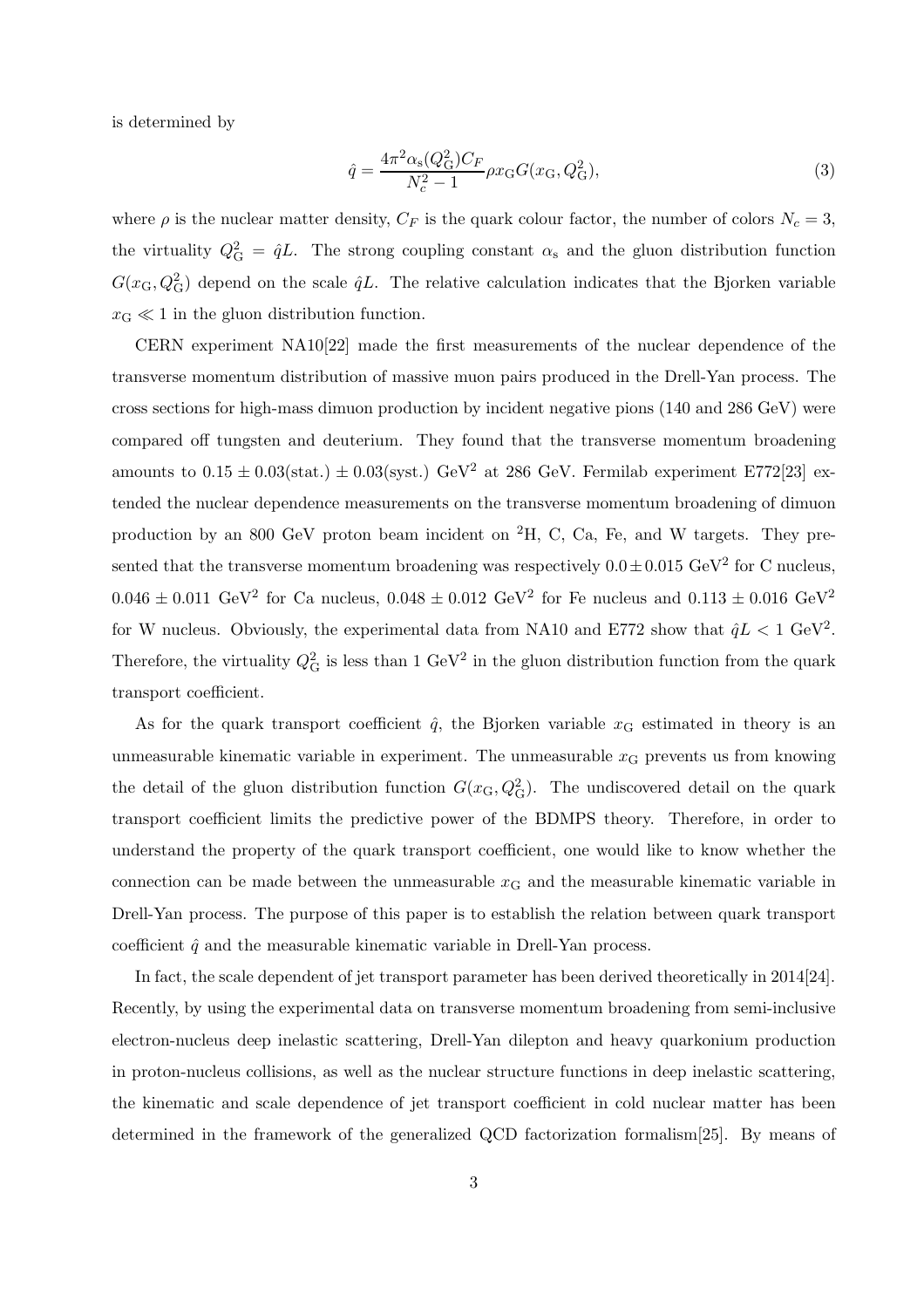is determined by

$$\hat{q} = \frac{4\pi^2 \alpha_s(Q_G^2) C_F}{N_c^2 - 1} \rho x_G G(x_G, Q_G^2), \tag{3}$$

where $\rho$ is the nuclear matter density, $C_F$ is the quark colour factor, the number of colors $N_c = 3$, the virtuality $Q_G^2 = \hat{q}L$. The strong coupling constant $\alpha_s$ and the gluon distribution function $G(x_G, Q_G^2)$ depend on the scale $\hat{q}L$. The relative calculation indicates that the Bjorken variable $x_G \ll 1$ in the gluon distribution function.

CERN experiment NA10[22] made the first measurements of the nuclear dependence of the transverse momentum distribution of massive muon pairs produced in the Drell-Yan process. The cross sections for high-mass dimuon production by incident negative pions (140 and 286 GeV) were compared off tungsten and deuterium. They found that the transverse momentum broadening amounts to $0.15 \pm 0.03$(stat.) $\pm 0.03$(syst.) GeV$^2$ at 286 GeV. Fermilab experiment E772[23] extended the nuclear dependence measurements on the transverse momentum broadening of dimuon production by an 800 GeV proton beam incident on $^2$H, C, Ca, Fe, and W targets. They presented that the transverse momentum broadening was respectively $0.0 \pm 0.015$ GeV$^2$ for C nucleus, $0.046 \pm 0.011$ GeV$^2$ for Ca nucleus, $0.048 \pm 0.012$ GeV$^2$ for Fe nucleus and $0.113 \pm 0.016$ GeV$^2$ for W nucleus. Obviously, the experimental data from NA10 and E772 show that $\hat{q}L < 1$ GeV$^2$. Therefore, the virtuality $Q_G^2$ is less than 1 GeV$^2$ in the gluon distribution function from the quark transport coefficient.

As for the quark transport coefficient $\hat{q}$, the Bjorken variable $x_G$ estimated in theory is an unmeasurable kinematic variable in experiment. The unmeasurable $x_G$ prevents us from knowing the detail of the gluon distribution function $G(x_G, Q_G^2)$. The undiscovered detail on the quark transport coefficient limits the predictive power of the BDMPS theory. Therefore, in order to understand the property of the quark transport coefficient, one would like to know whether the connection can be made between the unmeasurable $x_G$ and the measurable kinematic variable in Drell-Yan process. The purpose of this paper is to establish the relation between quark transport coefficient $\hat{q}$ and the measurable kinematic variable in Drell-Yan process.

In fact, the scale dependent of jet transport parameter has been derived theoretically in 2014[24]. Recently, by using the experimental data on transverse momentum broadening from semi-inclusive electron-nucleus deep inelastic scattering, Drell-Yan dilepton and heavy quarkonium production in proton-nucleus collisions, as well as the nuclear structure functions in deep inelastic scattering, the kinematic and scale dependence of jet transport coefficient in cold nuclear matter has been determined in the framework of the generalized QCD factorization formalism[25]. By means of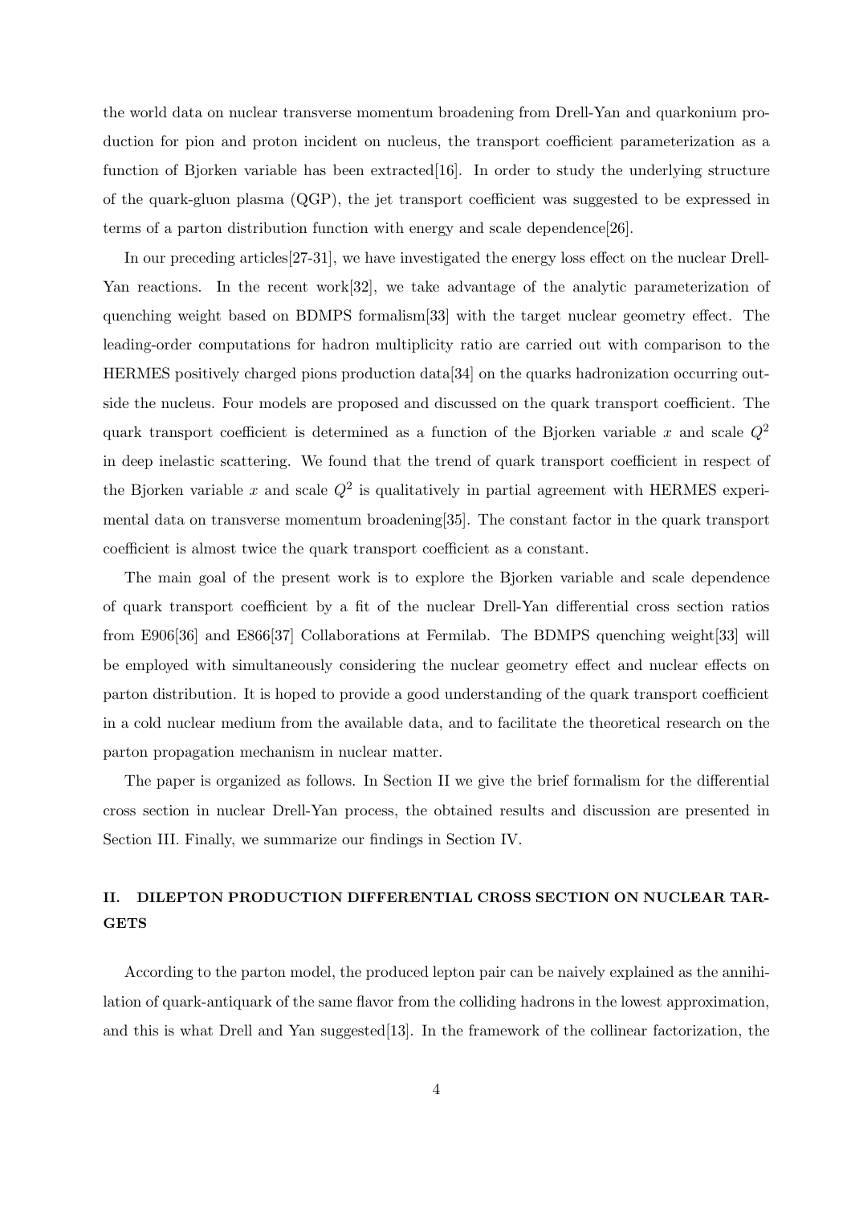the world data on nuclear transverse momentum broadening from Drell-Yan and quarkonium production for pion and proton incident on nucleus, the transport coefficient parameterization as a function of Bjorken variable has been extracted[16]. In order to study the underlying structure of the quark-gluon plasma (QGP), the jet transport coefficient was suggested to be expressed in terms of a parton distribution function with energy and scale dependence[26].

In our preceding articles[27-31], we have investigated the energy loss effect on the nuclear Drell-Yan reactions. In the recent work[32], we take advantage of the analytic parameterization of quenching weight based on BDMPS formalism[33] with the target nuclear geometry effect. The leading-order computations for hadron multiplicity ratio are carried out with comparison to the HERMES positively charged pions production data[34] on the quarks hadronization occurring outside the nucleus. Four models are proposed and discussed on the quark transport coefficient. The quark transport coefficient is determined as a function of the Bjorken variable $x$ and scale $Q^2$ in deep inelastic scattering. We found that the trend of quark transport coefficient in respect of the Bjorken variable $x$ and scale $Q^2$ is qualitatively in partial agreement with HERMES experimental data on transverse momentum broadening[35]. The constant factor in the quark transport coefficient is almost twice the quark transport coefficient as a constant.

The main goal of the present work is to explore the Bjorken variable and scale dependence of quark transport coefficient by a fit of the nuclear Drell-Yan differential cross section ratios from E906[36] and E866[37] Collaborations at Fermilab. The BDMPS quenching weight[33] will be employed with simultaneously considering the nuclear geometry effect and nuclear effects on parton distribution. It is hoped to provide a good understanding of the quark transport coefficient in a cold nuclear medium from the available data, and to facilitate the theoretical research on the parton propagation mechanism in nuclear matter.

The paper is organized as follows. In Section II we give the brief formalism for the differential cross section in nuclear Drell-Yan process, the obtained results and discussion are presented in Section III. Finally, we summarize our findings in Section IV.

## II. DILEPTON PRODUCTION DIFFERENTIAL CROSS SECTION ON NUCLEAR TARGETS

According to the parton model, the produced lepton pair can be naively explained as the annihilation of quark-antiquark of the same flavor from the colliding hadrons in the lowest approximation, and this is what Drell and Yan suggested[13]. In the framework of the collinear factorization, the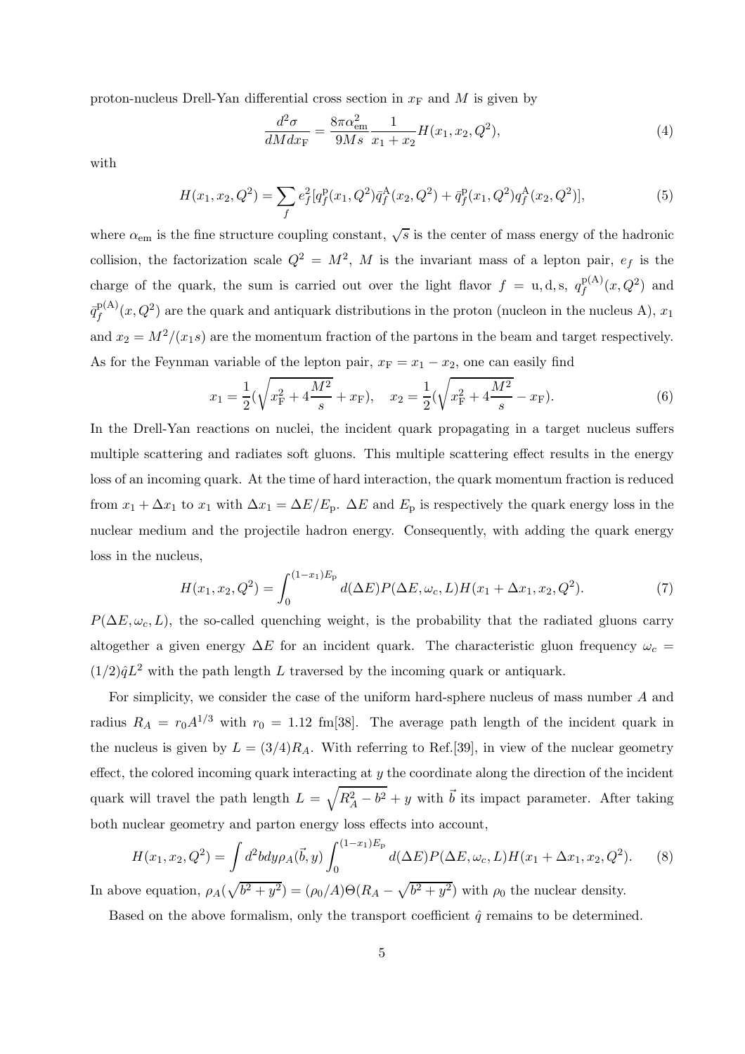proton-nucleus Drell-Yan differential cross section in $x_{\rm F}$ and $M$ is given by

$$\frac{d^2\sigma}{dMdx_{\rm F}} = \frac{8\pi\alpha_{\rm em}^2}{9Ms}\frac{1}{x_1+x_2}H(x_1,x_2,Q^2), \tag{4}$$

with

$$H(x_1,x_2,Q^2) = \sum_f e_f^2[q_f^{\rm p}(x_1,Q^2)\bar{q}_f^{\rm A}(x_2,Q^2) + \bar{q}_f^{\rm p}(x_1,Q^2)q_f^{\rm A}(x_2,Q^2)], \tag{5}$$

where $\alpha_{\rm em}$ is the fine structure coupling constant, $\sqrt{s}$ is the center of mass energy of the hadronic collision, the factorization scale $Q^2 = M^2$, $M$ is the invariant mass of a lepton pair, $e_f$ is the charge of the quark, the sum is carried out over the light flavor $f = {\rm u, d, s}$, $q_f^{\rm p(A)}(x,Q^2)$ and $\bar{q}_f^{\rm p(A)}(x,Q^2)$ are the quark and antiquark distributions in the proton (nucleon in the nucleus A), $x_1$ and $x_2 = M^2/(x_1 s)$ are the momentum fraction of the partons in the beam and target respectively. As for the Feynman variable of the lepton pair, $x_{\rm F} = x_1 - x_2$, one can easily find

$$x_1 = \frac{1}{2}(\sqrt{x_{\rm F}^2 + 4\frac{M^2}{s}} + x_{\rm F}), \quad x_2 = \frac{1}{2}(\sqrt{x_{\rm F}^2 + 4\frac{M^2}{s}} - x_{\rm F}). \tag{6}$$

In the Drell-Yan reactions on nuclei, the incident quark propagating in a target nucleus suffers multiple scattering and radiates soft gluons. This multiple scattering effect results in the energy loss of an incoming quark. At the time of hard interaction, the quark momentum fraction is reduced from $x_1 + \Delta x_1$ to $x_1$ with $\Delta x_1 = \Delta E/E_{\rm p}$. $\Delta E$ and $E_{\rm p}$ is respectively the quark energy loss in the nuclear medium and the projectile hadron energy. Consequently, with adding the quark energy loss in the nucleus,

$$H(x_1,x_2,Q^2) = \int_0^{(1-x_1)E_{\rm p}} d(\Delta E)P(\Delta E,\omega_c,L)H(x_1+\Delta x_1,x_2,Q^2). \tag{7}$$

$P(\Delta E,\omega_c,L)$, the so-called quenching weight, is the probability that the radiated gluons carry altogether a given energy $\Delta E$ for an incident quark. The characteristic gluon frequency $\omega_c = (1/2)\hat{q}L^2$ with the path length $L$ traversed by the incoming quark or antiquark.

For simplicity, we consider the case of the uniform hard-sphere nucleus of mass number $A$ and radius $R_A = r_0 A^{1/3}$ with $r_0 = 1.12$ fm[38]. The average path length of the incident quark in the nucleus is given by $L = (3/4)R_A$. With referring to Ref.[39], in view of the nuclear geometry effect, the colored incoming quark interacting at $y$ the coordinate along the direction of the incident quark will travel the path length $L = \sqrt{R_A^2 - b^2} + y$ with $\vec{b}$ its impact parameter. After taking both nuclear geometry and parton energy loss effects into account,

$$H(x_1,x_2,Q^2) = \int d^2bdy\rho_A(\vec{b},y)\int_0^{(1-x_1)E_{\rm p}} d(\Delta E)P(\Delta E,\omega_c,L)H(x_1+\Delta x_1,x_2,Q^2). \tag{8}$$

In above equation, $\rho_A(\sqrt{b^2+y^2}) = (\rho_0/A)\Theta(R_A - \sqrt{b^2+y^2})$ with $\rho_0$ the nuclear density.

Based on the above formalism, only the transport coefficient $\hat{q}$ remains to be determined.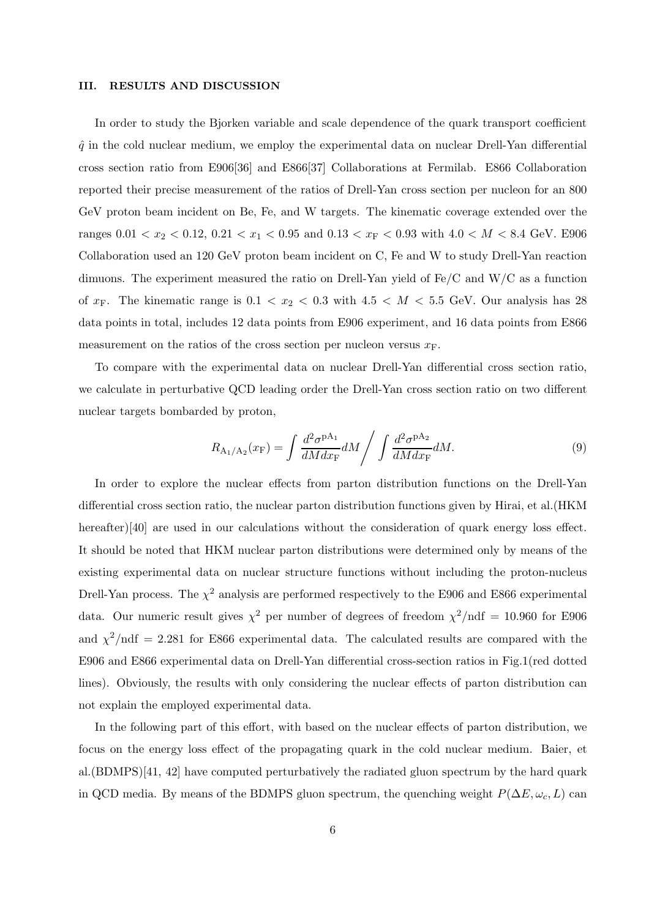### III. RESULTS AND DISCUSSION

In order to study the Bjorken variable and scale dependence of the quark transport coefficient $\hat{q}$ in the cold nuclear medium, we employ the experimental data on nuclear Drell-Yan differential cross section ratio from E906[36] and E866[37] Collaborations at Fermilab. E866 Collaboration reported their precise measurement of the ratios of Drell-Yan cross section per nucleon for an 800 GeV proton beam incident on Be, Fe, and W targets. The kinematic coverage extended over the ranges $0.01 < x_2 < 0.12$, $0.21 < x_1 < 0.95$ and $0.13 < x_{\rm F} < 0.93$ with $4.0 < M < 8.4$ GeV. E906 Collaboration used an 120 GeV proton beam incident on C, Fe and W to study Drell-Yan reaction dimuons. The experiment measured the ratio on Drell-Yan yield of Fe/C and W/C as a function of $x_{\rm F}$. The kinematic range is $0.1 < x_2 < 0.3$ with $4.5 < M < 5.5$ GeV. Our analysis has 28 data points in total, includes 12 data points from E906 experiment, and 16 data points from E866 measurement on the ratios of the cross section per nucleon versus $x_{\rm F}$.

To compare with the experimental data on nuclear Drell-Yan differential cross section ratio, we calculate in perturbative QCD leading order the Drell-Yan cross section ratio on two different nuclear targets bombarded by proton,

$$R_{\rm A_1/A_2}(x_{\rm F}) = \int \frac{d^2\sigma^{\rm pA_1}}{dMdx_{\rm F}}dM \bigg/ \int \frac{d^2\sigma^{\rm pA_2}}{dMdx_{\rm F}}dM. \tag{9}$$

In order to explore the nuclear effects from parton distribution functions on the Drell-Yan differential cross section ratio, the nuclear parton distribution functions given by Hirai, et al.(HKM hereafter)[40] are used in our calculations without the consideration of quark energy loss effect. It should be noted that HKM nuclear parton distributions were determined only by means of the existing experimental data on nuclear structure functions without including the proton-nucleus Drell-Yan process. The $\chi^2$ analysis are performed respectively to the E906 and E866 experimental data. Our numeric result gives $\chi^2$ per number of degrees of freedom $\chi^2/\text{ndf} = 10.960$ for E906 and $\chi^2/\text{ndf} = 2.281$ for E866 experimental data. The calculated results are compared with the E906 and E866 experimental data on Drell-Yan differential cross-section ratios in Fig.1(red dotted lines). Obviously, the results with only considering the nuclear effects of parton distribution can not explain the employed experimental data.

In the following part of this effort, with based on the nuclear effects of parton distribution, we focus on the energy loss effect of the propagating quark in the cold nuclear medium. Baier, et al.(BDMPS)[41, 42] have computed perturbatively the radiated gluon spectrum by the hard quark in QCD media. By means of the BDMPS gluon spectrum, the quenching weight $P(\Delta E, \omega_c, L)$ can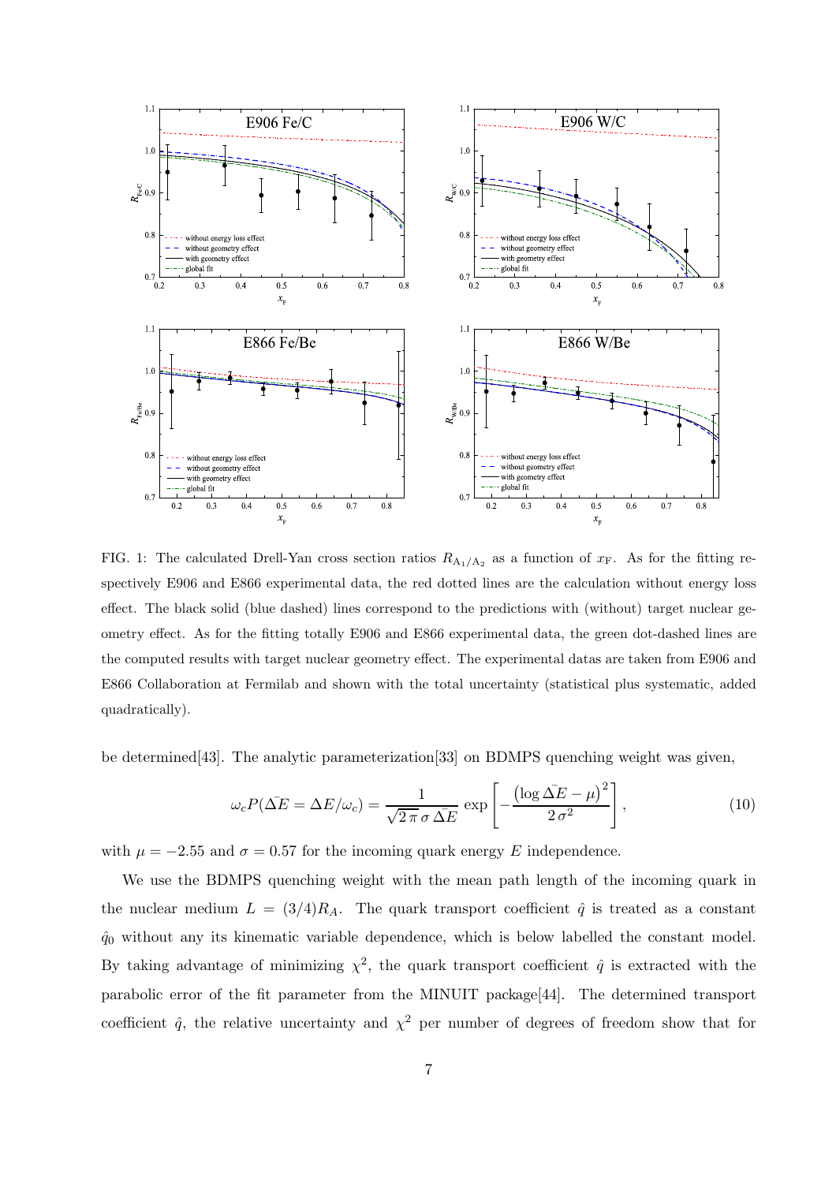E906 Fe/C

$R_{\mathrm{Fe/C}}$

$x_{\mathrm{F}}$

without energy loss effect
without geometry effect
with geometry effect
global fit

E906 W/C

$R_{\mathrm{W/C}}$

$x_{\mathrm{F}}$

without energy loss effect
without geometry effect
with geometry effect
global fit

E866 Fe/Be

$R_{\mathrm{Fe/Be}}$

$x_{\mathrm{F}}$

without energy loss effect
without geometry effect
with geometry effect
global fit

E866 W/Be

$R_{\mathrm{W/Be}}$

$x_{\mathrm{F}}$

without energy loss effect
without geometry effect
with geometry effect
global fit

FIG. 1: The calculated Drell-Yan cross section ratios $R_{\mathrm{A_1/A_2}}$ as a function of $x_{\mathrm{F}}$. As for the fitting respectively E906 and E866 experimental data, the red dotted lines are the calculation without energy loss effect. The black solid (blue dashed) lines correspond to the predictions with (without) target nuclear geometry effect. As for the fitting totally E906 and E866 experimental data, the green dot-dashed lines are the computed results with target nuclear geometry effect. The experimental datas are taken from E906 and E866 Collaboration at Fermilab and shown with the total uncertainty (statistical plus systematic, added quadratically).

be determined[43]. The analytic parameterization[33] on BDMPS quenching weight was given,

$$\omega_c P(\bar{\Delta E} = \Delta E/\omega_c) = \frac{1}{\sqrt{2\pi}\,\sigma\,\bar{\Delta E}} \exp\left[-\frac{\left(\log\bar{\Delta E} - \mu\right)^2}{2\,\sigma^2}\right], \tag{10}$$

with $\mu = -2.55$ and $\sigma = 0.57$ for the incoming quark energy $E$ independence.

We use the BDMPS quenching weight with the mean path length of the incoming quark in the nuclear medium $L = (3/4)R_A$. The quark transport coefficient $\hat{q}$ is treated as a constant $\hat{q}_0$ without any its kinematic variable dependence, which is below labelled the constant model. By taking advantage of minimizing $\chi^2$, the quark transport coefficient $\hat{q}$ is extracted with the parabolic error of the fit parameter from the MINUIT package[44]. The determined transport coefficient $\hat{q}$, the relative uncertainty and $\chi^2$ per number of degrees of freedom show that for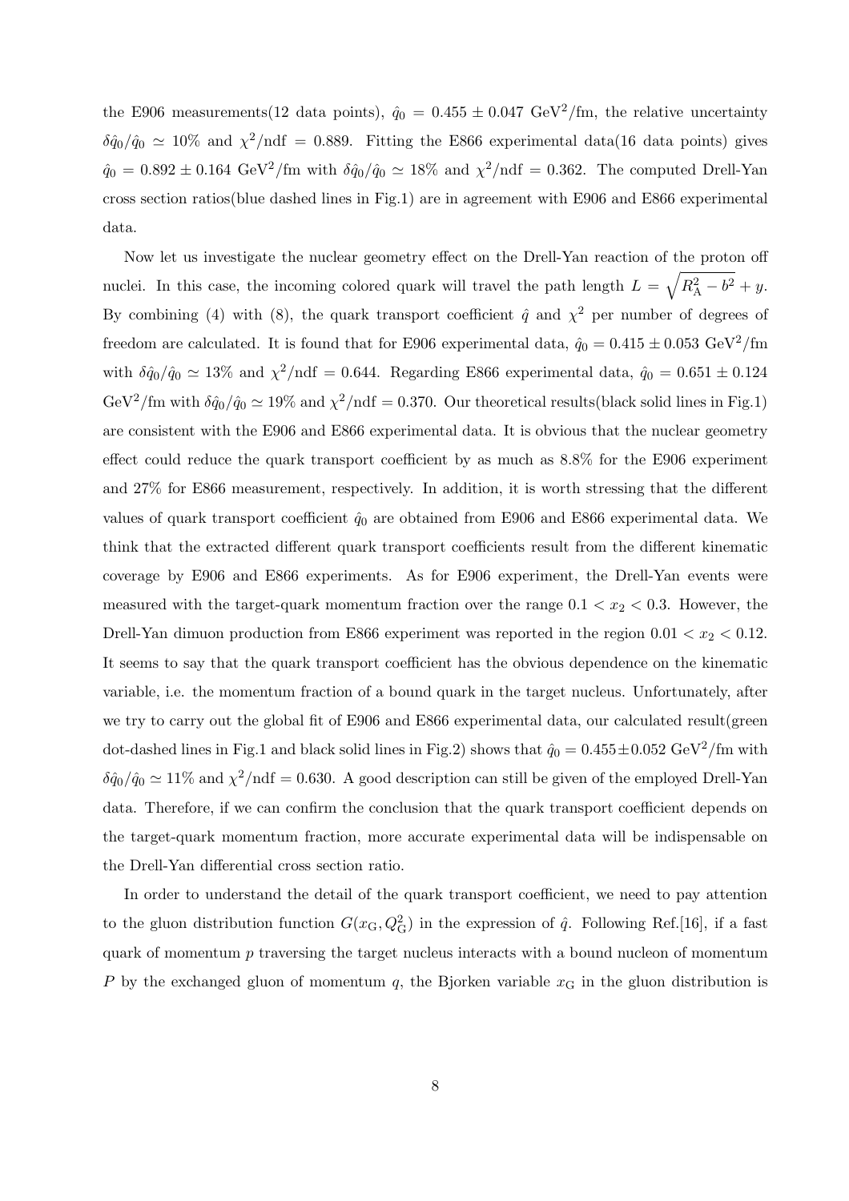the E906 measurements(12 data points), $\hat{q}_0 = 0.455 \pm 0.047$ GeV$^2$/fm, the relative uncertainty $\delta\hat{q}_0/\hat{q}_0 \simeq 10\%$ and $\chi^2$/ndf $= 0.889$. Fitting the E866 experimental data(16 data points) gives $\hat{q}_0 = 0.892 \pm 0.164$ GeV$^2$/fm with $\delta\hat{q}_0/\hat{q}_0 \simeq 18\%$ and $\chi^2$/ndf $= 0.362$. The computed Drell-Yan cross section ratios(blue dashed lines in Fig.1) are in agreement with E906 and E866 experimental data.

Now let us investigate the nuclear geometry effect on the Drell-Yan reaction of the proton off nuclei. In this case, the incoming colored quark will travel the path length $L = \sqrt{R_{\rm A}^2 - b^2} + y$. By combining (4) with (8), the quark transport coefficient $\hat{q}$ and $\chi^2$ per number of degrees of freedom are calculated. It is found that for E906 experimental data, $\hat{q}_0 = 0.415 \pm 0.053$ GeV$^2$/fm with $\delta\hat{q}_0/\hat{q}_0 \simeq 13\%$ and $\chi^2$/ndf $= 0.644$. Regarding E866 experimental data, $\hat{q}_0 = 0.651 \pm 0.124$ GeV$^2$/fm with $\delta\hat{q}_0/\hat{q}_0 \simeq 19\%$ and $\chi^2$/ndf $= 0.370$. Our theoretical results(black solid lines in Fig.1) are consistent with the E906 and E866 experimental data. It is obvious that the nuclear geometry effect could reduce the quark transport coefficient by as much as 8.8% for the E906 experiment and 27% for E866 measurement, respectively. In addition, it is worth stressing that the different values of quark transport coefficient $\hat{q}_0$ are obtained from E906 and E866 experimental data. We think that the extracted different quark transport coefficients result from the different kinematic coverage by E906 and E866 experiments. As for E906 experiment, the Drell-Yan events were measured with the target-quark momentum fraction over the range $0.1 < x_2 < 0.3$. However, the Drell-Yan dimuon production from E866 experiment was reported in the region $0.01 < x_2 < 0.12$. It seems to say that the quark transport coefficient has the obvious dependence on the kinematic variable, i.e. the momentum fraction of a bound quark in the target nucleus. Unfortunately, after we try to carry out the global fit of E906 and E866 experimental data, our calculated result(green dot-dashed lines in Fig.1 and black solid lines in Fig.2) shows that $\hat{q}_0 = 0.455 \pm 0.052$ GeV$^2$/fm with $\delta\hat{q}_0/\hat{q}_0 \simeq 11\%$ and $\chi^2$/ndf $= 0.630$. A good description can still be given of the employed Drell-Yan data. Therefore, if we can confirm the conclusion that the quark transport coefficient depends on the target-quark momentum fraction, more accurate experimental data will be indispensable on the Drell-Yan differential cross section ratio.

In order to understand the detail of the quark transport coefficient, we need to pay attention to the gluon distribution function $G(x_{\rm G}, Q_{\rm G}^2)$ in the expression of $\hat{q}$. Following Ref.[16], if a fast quark of momentum $p$ traversing the target nucleus interacts with a bound nucleon of momentum $P$ by the exchanged gluon of momentum $q$, the Bjorken variable $x_{\rm G}$ in the gluon distribution is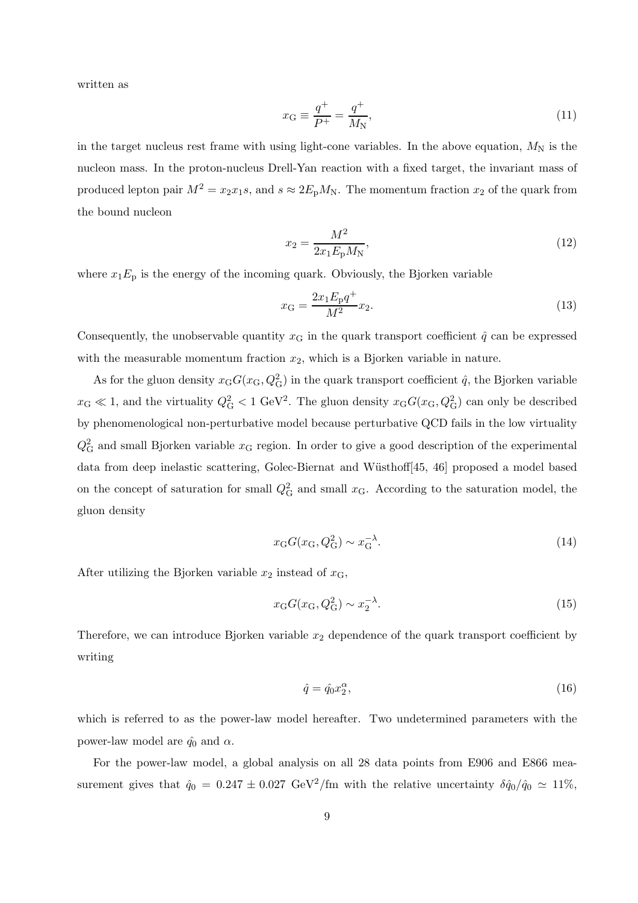written as

$$x_{\rm G} \equiv \frac{q^+}{P^+} = \frac{q^+}{M_{\rm N}}, \tag{11}$$

in the target nucleus rest frame with using light-cone variables. In the above equation, $M_{\rm N}$ is the nucleon mass. In the proton-nucleus Drell-Yan reaction with a fixed target, the invariant mass of produced lepton pair $M^2 = x_2 x_1 s$, and $s \approx 2E_{\rm p}M_{\rm N}$. The momentum fraction $x_2$ of the quark from the bound nucleon

$$x_2 = \frac{M^2}{2x_1 E_{\rm p} M_{\rm N}}, \tag{12}$$

where $x_1 E_{\rm p}$ is the energy of the incoming quark. Obviously, the Bjorken variable

$$x_{\rm G} = \frac{2x_1 E_{\rm p} q^+}{M^2} x_2. \tag{13}$$

Consequently, the unobservable quantity $x_{\rm G}$ in the quark transport coefficient $\hat{q}$ can be expressed with the measurable momentum fraction $x_2$, which is a Bjorken variable in nature.

As for the gluon density $x_{\rm G}G(x_{\rm G}, Q_{\rm G}^2)$ in the quark transport coefficient $\hat{q}$, the Bjorken variable $x_{\rm G} \ll 1$, and the virtuality $Q_{\rm G}^2 < 1$ GeV$^2$. The gluon density $x_{\rm G}G(x_{\rm G}, Q_{\rm G}^2)$ can only be described by phenomenological non-perturbative model because perturbative QCD fails in the low virtuality $Q_{\rm G}^2$ and small Bjorken variable $x_{\rm G}$ region. In order to give a good description of the experimental data from deep inelastic scattering, Golec-Biernat and Wüsthoff[45, 46] proposed a model based on the concept of saturation for small $Q_{\rm G}^2$ and small $x_{\rm G}$. According to the saturation model, the gluon density

$$x_{\rm G}G(x_{\rm G}, Q_{\rm G}^2) \sim x_{\rm G}^{-\lambda}. \tag{14}$$

After utilizing the Bjorken variable $x_2$ instead of $x_{\rm G}$,

$$x_{\rm G}G(x_{\rm G}, Q_{\rm G}^2) \sim x_2^{-\lambda}. \tag{15}$$

Therefore, we can introduce Bjorken variable $x_2$ dependence of the quark transport coefficient by writing

$$\hat{q} = \hat{q}_0 x_2^{\alpha}, \tag{16}$$

which is referred to as the power-law model hereafter. Two undetermined parameters with the power-law model are $\hat{q}_0$ and $\alpha$.

For the power-law model, a global analysis on all 28 data points from E906 and E866 measurement gives that $\hat{q}_0 = 0.247 \pm 0.027$ GeV$^2$/fm with the relative uncertainty $\delta\hat{q}_0/\hat{q}_0 \simeq 11\%$,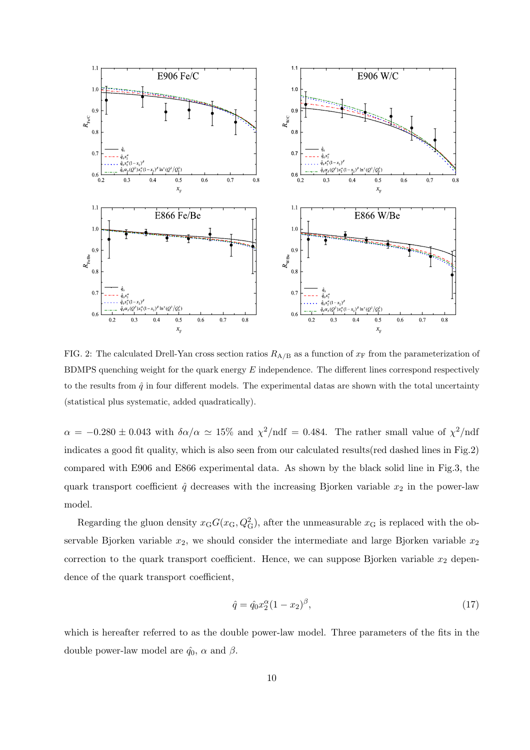E906 Fe/C

$R_{\mathrm{Fe/C}}$

$x_{\mathrm{F}}$

$\hat{q}_0$

$\hat{q}_0 x_2^{\alpha}$

$\hat{q}_0 x_2^{\alpha}(1-x_2)^{\beta}$

$\hat{q}_0 \alpha_s(Q^2) x_2^{\alpha}(1-x_2)^{\beta} \ln^{\gamma}(Q^2/Q_0^2)$

E906 W/C

$R_{\mathrm{W/C}}$

$x_{\mathrm{F}}$

E866 Fe/Be

$R_{\mathrm{Fe/Be}}$

$x_{\mathrm{F}}$

E866 W/Be

$R_{\mathrm{W/Be}}$

$x_{\mathrm{F}}$

FIG. 2: The calculated Drell-Yan cross section ratios $R_{\mathrm{A/B}}$ as a function of $x_{\mathrm{F}}$ from the parameterization of BDMPS quenching weight for the quark energy $E$ independence. The different lines correspond respectively to the results from $\hat{q}$ in four different models. The experimental datas are shown with the total uncertainty (statistical plus systematic, added quadratically).

$\alpha = -0.280 \pm 0.043$ with $\delta\alpha/\alpha \simeq 15\%$ and $\chi^2/\mathrm{ndf} = 0.484$. The rather small value of $\chi^2/\mathrm{ndf}$ indicates a good fit quality, which is also seen from our calculated results(red dashed lines in Fig.2) compared with E906 and E866 experimental data. As shown by the black solid line in Fig.3, the quark transport coefficient $\hat{q}$ decreases with the increasing Bjorken variable $x_2$ in the power-law model.

Regarding the gluon density $x_{\mathrm{G}}G(x_{\mathrm{G}}, Q_{\mathrm{G}}^2)$, after the unmeasurable $x_{\mathrm{G}}$ is replaced with the observable Bjorken variable $x_2$, we should consider the intermediate and large Bjorken variable $x_2$ correction to the quark transport coefficient. Hence, we can suppose Bjorken variable $x_2$ dependence of the quark transport coefficient,

$$\hat{q} = \hat{q_0} x_2^{\alpha} (1 - x_2)^{\beta}, \tag{17}$$

which is hereafter referred to as the double power-law model. Three parameters of the fits in the double power-law model are $\hat{q_0}$, $\alpha$ and $\beta$.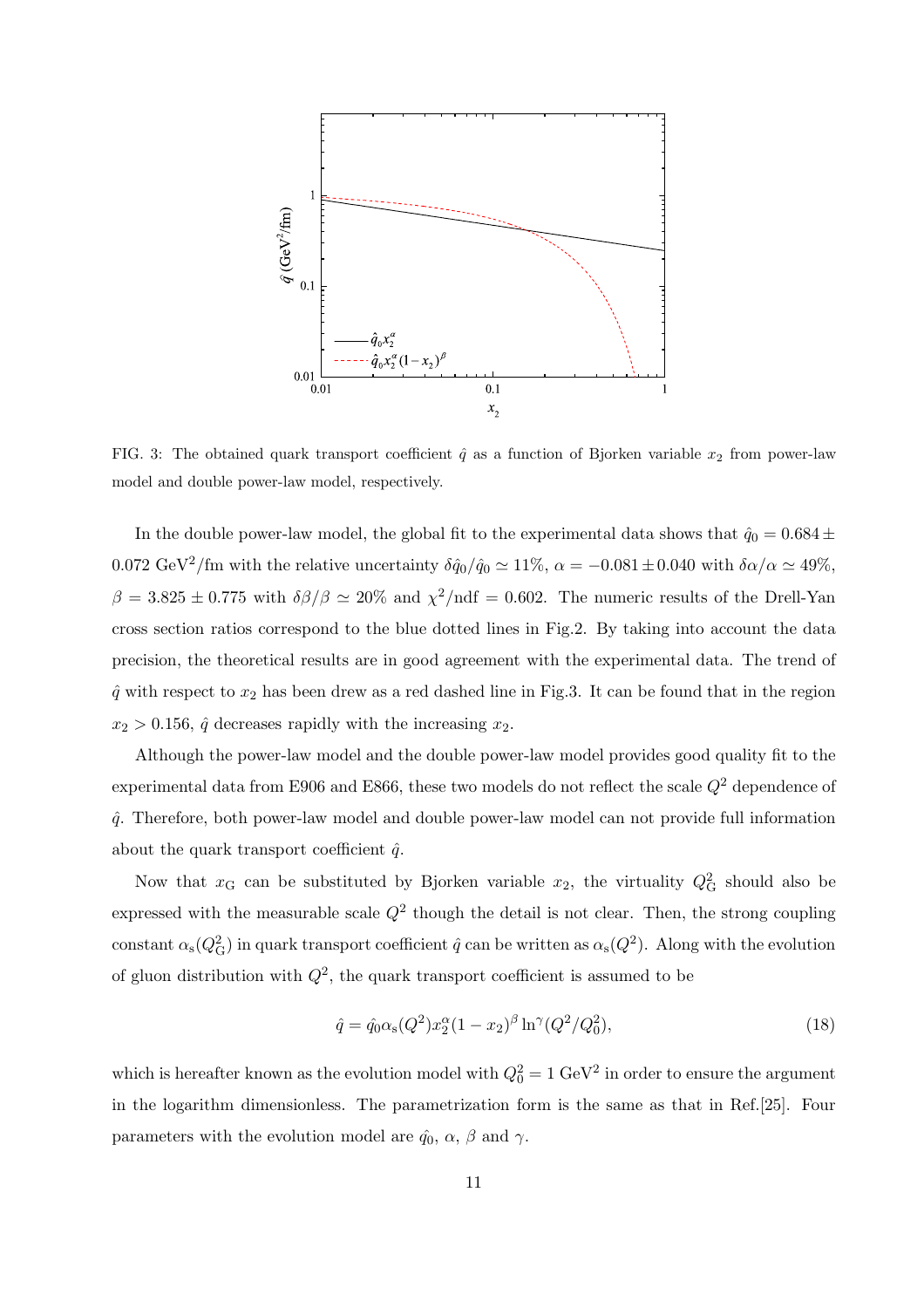$\hat{q}$ (GeV$^2$/fm)

1

0.1

0.01

0.01

0.1

1

$x_2$

$\hat{q}_0 x_2^{\alpha}$

$\hat{q}_0 x_2^{\alpha}(1-x_2)^{\beta}$

FIG. 3: The obtained quark transport coefficient $\hat{q}$ as a function of Bjorken variable $x_2$ from power-law model and double power-law model, respectively.

In the double power-law model, the global fit to the experimental data shows that $\hat{q}_0 = 0.684 \pm 0.072$ GeV$^2$/fm with the relative uncertainty $\delta\hat{q}_0/\hat{q}_0 \simeq 11\%$, $\alpha = -0.081 \pm 0.040$ with $\delta\alpha/\alpha \simeq 49\%$, $\beta = 3.825 \pm 0.775$ with $\delta\beta/\beta \simeq 20\%$ and $\chi^2/\text{ndf} = 0.602$. The numeric results of the Drell-Yan cross section ratios correspond to the blue dotted lines in Fig.2. By taking into account the data precision, the theoretical results are in good agreement with the experimental data. The trend of $\hat{q}$ with respect to $x_2$ has been drew as a red dashed line in Fig.3. It can be found that in the region $x_2 > 0.156$, $\hat{q}$ decreases rapidly with the increasing $x_2$.

Although the power-law model and the double power-law model provides good quality fit to the experimental data from E906 and E866, these two models do not reflect the scale $Q^2$ dependence of $\hat{q}$. Therefore, both power-law model and double power-law model can not provide full information about the quark transport coefficient $\hat{q}$.

Now that $x_{\text{G}}$ can be substituted by Bjorken variable $x_2$, the virtuality $Q^2_{\text{G}}$ should also be expressed with the measurable scale $Q^2$ though the detail is not clear. Then, the strong coupling constant $\alpha_{\text{s}}(Q^2_{\text{G}})$ in quark transport coefficient $\hat{q}$ can be written as $\alpha_{\text{s}}(Q^2)$. Along with the evolution of gluon distribution with $Q^2$, the quark transport coefficient is assumed to be

$$\hat{q} = \hat{q}_0 \alpha_{\text{s}}(Q^2) x_2^{\alpha} (1 - x_2)^{\beta} \ln^{\gamma}(Q^2/Q_0^2), \tag{18}$$

which is hereafter known as the evolution model with $Q_0^2 = 1$ GeV$^2$ in order to ensure the argument in the logarithm dimensionless. The parametrization form is the same as that in Ref.[25]. Four parameters with the evolution model are $\hat{q_0}$, $\alpha$, $\beta$ and $\gamma$.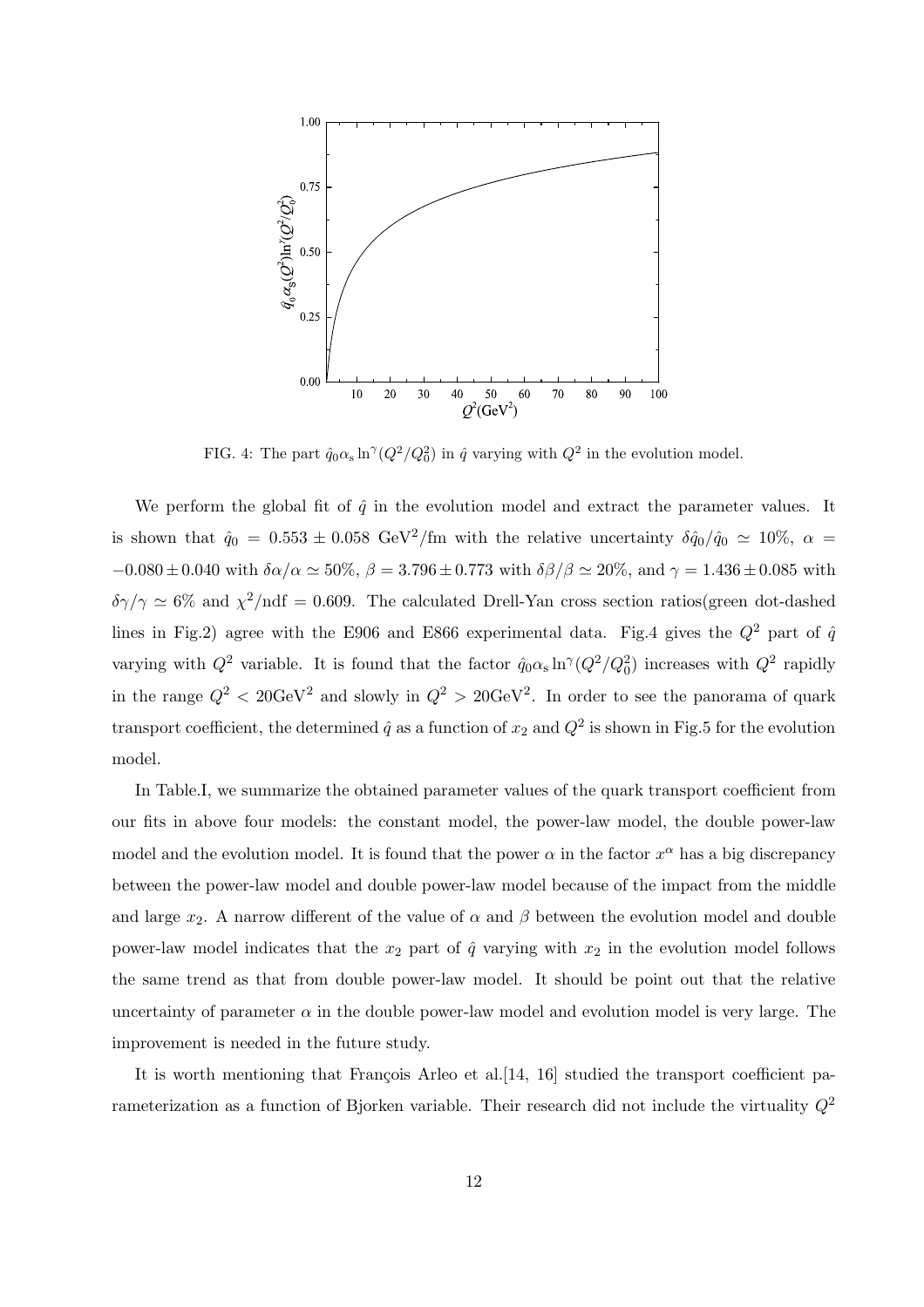1.00

0.75

0.50

0.25

0.00

$\hat{q}_0\alpha_s(Q^2)\ln^\gamma(Q^2/Q_0^2)$

10 20 30 40 50 60 70 80 90 100

$Q^2(\mathrm{GeV}^2)$

FIG. 4: The part $\hat{q}_0\alpha_\mathrm{s}\ln^\gamma(Q^2/Q_0^2)$ in $\hat{q}$ varying with $Q^2$ in the evolution model.

We perform the global fit of $\hat{q}$ in the evolution model and extract the parameter values. It is shown that $\hat{q}_0 = 0.553 \pm 0.058$ GeV$^2$/fm with the relative uncertainty $\delta\hat{q}_0/\hat{q}_0 \simeq 10\%$, $\alpha = -0.080 \pm 0.040$ with $\delta\alpha/\alpha \simeq 50\%$, $\beta = 3.796 \pm 0.773$ with $\delta\beta/\beta \simeq 20\%$, and $\gamma = 1.436 \pm 0.085$ with $\delta\gamma/\gamma \simeq 6\%$ and $\chi^2/\mathrm{ndf} = 0.609$. The calculated Drell-Yan cross section ratios(green dot-dashed lines in Fig.2) agree with the E906 and E866 experimental data. Fig.4 gives the $Q^2$ part of $\hat{q}$ varying with $Q^2$ variable. It is found that the factor $\hat{q}_0\alpha_\mathrm{s}\ln^\gamma(Q^2/Q_0^2)$ increases with $Q^2$ rapidly in the range $Q^2 < 20\mathrm{GeV}^2$ and slowly in $Q^2 > 20\mathrm{GeV}^2$. In order to see the panorama of quark transport coefficient, the determined $\hat{q}$ as a function of $x_2$ and $Q^2$ is shown in Fig.5 for the evolution model.

In Table.I, we summarize the obtained parameter values of the quark transport coefficient from our fits in above four models: the constant model, the power-law model, the double power-law model and the evolution model. It is found that the power $\alpha$ in the factor $x^\alpha$ has a big discrepancy between the power-law model and double power-law model because of the impact from the middle and large $x_2$. A narrow different of the value of $\alpha$ and $\beta$ between the evolution model and double power-law model indicates that the $x_2$ part of $\hat{q}$ varying with $x_2$ in the evolution model follows the same trend as that from double power-law model. It should be point out that the relative uncertainty of parameter $\alpha$ in the double power-law model and evolution model is very large. The improvement is needed in the future study.

It is worth mentioning that François Arleo et al.[14, 16] studied the transport coefficient parameterization as a function of Bjorken variable. Their research did not include the virtuality $Q^2$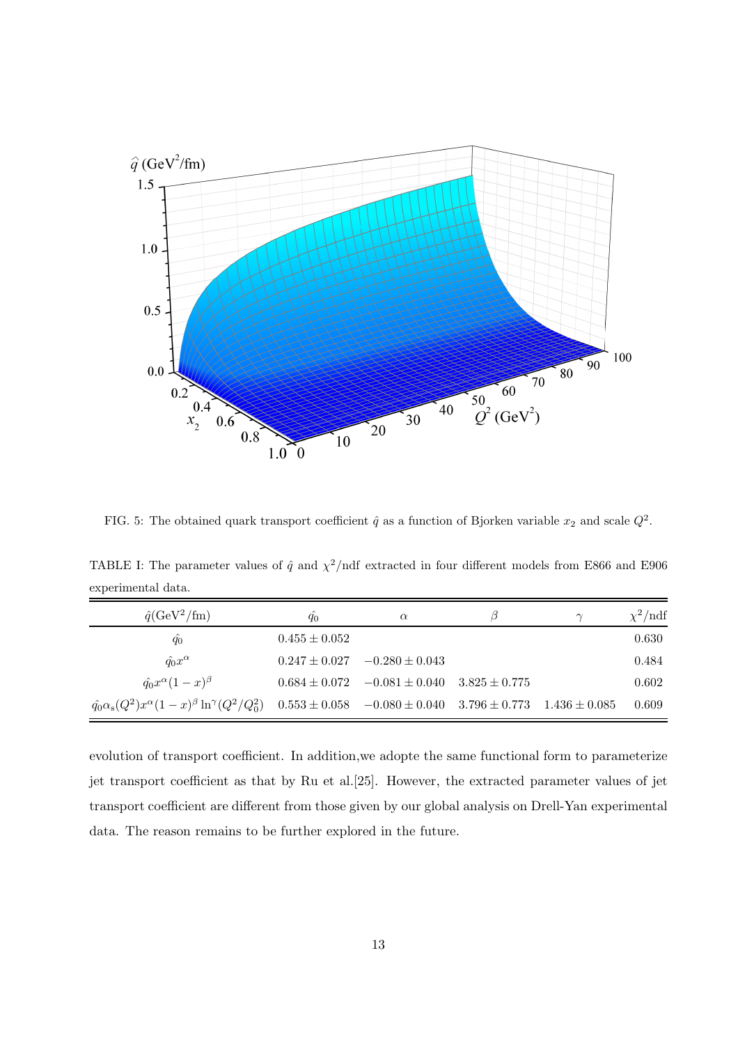$\hat{q}$ (GeV$^2$/fm)

1.5

1.0

0.5

0.0

0.2

0.4

$x_2$

0.6

0.8

1.0

0

10

20

30

40

50

60

70

80

90

100

$Q^2$ (GeV$^2$)

FIG. 5: The obtained quark transport coefficient $\hat{q}$ as a function of Bjorken variable $x_2$ and scale $Q^2$.

TABLE I: The parameter values of $\hat{q}$ and $\chi^2$/ndf extracted in four different models from E866 and E906 experimental data.

| $\hat{q}(\text{GeV}^2/\text{fm})$ | $\hat{q_0}$ | $\alpha$ | $\beta$ | $\gamma$ | $\chi^2$/ndf |
|---|---|---|---|---|---|
| $\hat{q_0}$ | $0.455 \pm 0.052$ | | | | 0.630 |
| $\hat{q_0} x^{\alpha}$ | $0.247 \pm 0.027$ | $-0.280 \pm 0.043$ | | | 0.484 |
| $\hat{q_0} x^{\alpha}(1-x)^{\beta}$ | $0.684 \pm 0.072$ | $-0.081 \pm 0.040$ | $3.825 \pm 0.775$ | | 0.602 |
| $\hat{q_0} \alpha_s(Q^2) x^{\alpha}(1-x)^{\beta} \ln^{\gamma}(Q^2/Q_0^2)$ | $0.553 \pm 0.058$ | $-0.080 \pm 0.040$ | $3.796 \pm 0.773$ | $1.436 \pm 0.085$ | 0.609 |

evolution of transport coefficient. In addition,we adopte the same functional form to parameterize jet transport coefficient as that by Ru et al.[25]. However, the extracted parameter values of jet transport coefficient are different from those given by our global analysis on Drell-Yan experimental data. The reason remains to be further explored in the future.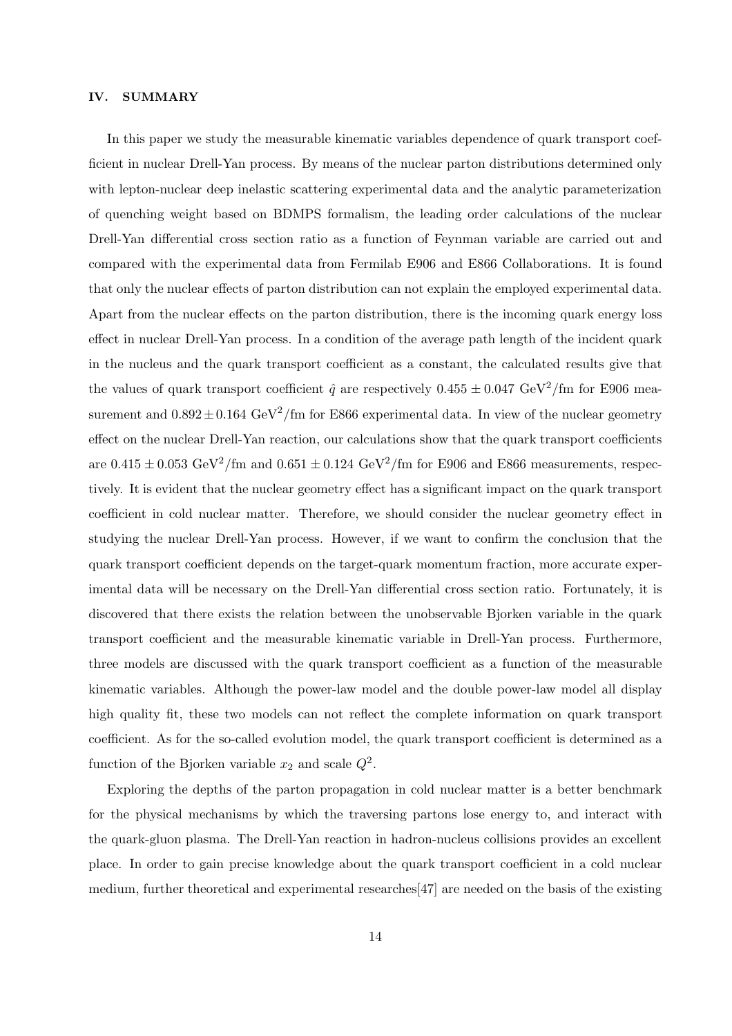### IV. SUMMARY

In this paper we study the measurable kinematic variables dependence of quark transport coefficient in nuclear Drell-Yan process. By means of the nuclear parton distributions determined only with lepton-nuclear deep inelastic scattering experimental data and the analytic parameterization of quenching weight based on BDMPS formalism, the leading order calculations of the nuclear Drell-Yan differential cross section ratio as a function of Feynman variable are carried out and compared with the experimental data from Fermilab E906 and E866 Collaborations. It is found that only the nuclear effects of parton distribution can not explain the employed experimental data. Apart from the nuclear effects on the parton distribution, there is the incoming quark energy loss effect in nuclear Drell-Yan process. In a condition of the average path length of the incident quark in the nucleus and the quark transport coefficient as a constant, the calculated results give that the values of quark transport coefficient $\hat{q}$ are respectively $0.455 \pm 0.047$ GeV$^2$/fm for E906 measurement and $0.892 \pm 0.164$ GeV$^2$/fm for E866 experimental data. In view of the nuclear geometry effect on the nuclear Drell-Yan reaction, our calculations show that the quark transport coefficients are $0.415 \pm 0.053$ GeV$^2$/fm and $0.651 \pm 0.124$ GeV$^2$/fm for E906 and E866 measurements, respectively. It is evident that the nuclear geometry effect has a significant impact on the quark transport coefficient in cold nuclear matter. Therefore, we should consider the nuclear geometry effect in studying the nuclear Drell-Yan process. However, if we want to confirm the conclusion that the quark transport coefficient depends on the target-quark momentum fraction, more accurate experimental data will be necessary on the Drell-Yan differential cross section ratio. Fortunately, it is discovered that there exists the relation between the unobservable Bjorken variable in the quark transport coefficient and the measurable kinematic variable in Drell-Yan process. Furthermore, three models are discussed with the quark transport coefficient as a function of the measurable kinematic variables. Although the power-law model and the double power-law model all display high quality fit, these two models can not reflect the complete information on quark transport coefficient. As for the so-called evolution model, the quark transport coefficient is determined as a function of the Bjorken variable $x_2$ and scale $Q^2$.

Exploring the depths of the parton propagation in cold nuclear matter is a better benchmark for the physical mechanisms by which the traversing partons lose energy to, and interact with the quark-gluon plasma. The Drell-Yan reaction in hadron-nucleus collisions provides an excellent place. In order to gain precise knowledge about the quark transport coefficient in a cold nuclear medium, further theoretical and experimental researches[47] are needed on the basis of the existing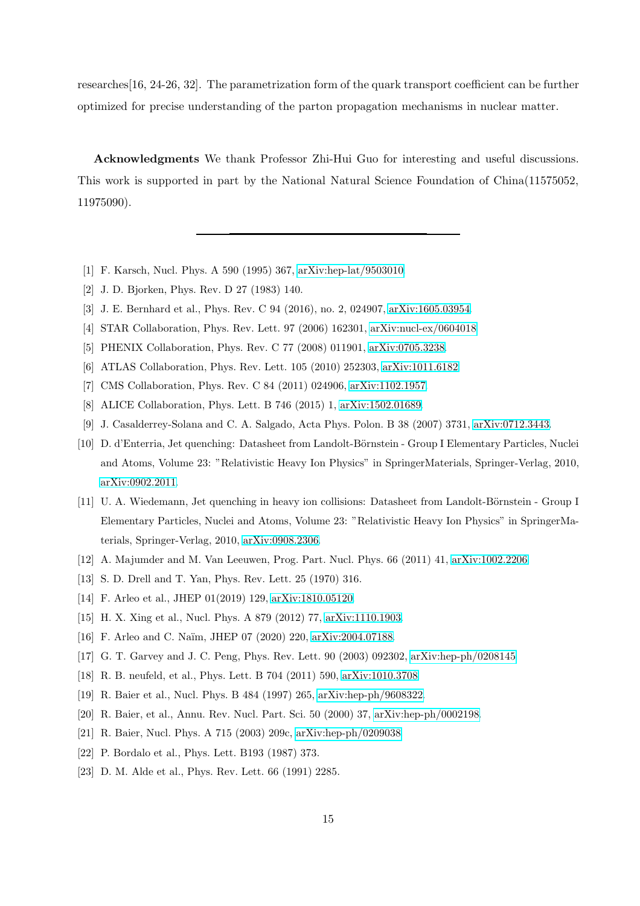researches[16, 24-26, 32]. The parametrization form of the quark transport coefficient can be further optimized for precise understanding of the parton propagation mechanisms in nuclear matter.

**Acknowledgments** We thank Professor Zhi-Hui Guo for interesting and useful discussions. This work is supported in part by the National Natural Science Foundation of China(11575052, 11975090).

---

[1] F. Karsch, Nucl. Phys. A 590 (1995) 367, arXiv:hep-lat/9503010.

[2] J. D. Bjorken, Phys. Rev. D 27 (1983) 140.

[3] J. E. Bernhard et al., Phys. Rev. C 94 (2016), no. 2, 024907, arXiv:1605.03954.

[4] STAR Collaboration, Phys. Rev. Lett. 97 (2006) 162301, arXiv:nucl-ex/0604018.

[5] PHENIX Collaboration, Phys. Rev. C 77 (2008) 011901, arXiv:0705.3238.

[6] ATLAS Collaboration, Phys. Rev. Lett. 105 (2010) 252303, arXiv:1011.6182.

[7] CMS Collaboration, Phys. Rev. C 84 (2011) 024906, arXiv:1102.1957.

[8] ALICE Collaboration, Phys. Lett. B 746 (2015) 1, arXiv:1502.01689.

[9] J. Casalderrey-Solana and C. A. Salgado, Acta Phys. Polon. B 38 (2007) 3731, arXiv:0712.3443.

[10] D. d'Enterria, Jet quenching: Datasheet from Landolt-Börnstein - Group I Elementary Particles, Nuclei and Atoms, Volume 23: "Relativistic Heavy Ion Physics" in SpringerMaterials, Springer-Verlag, 2010, arXiv:0902.2011.

[11] U. A. Wiedemann, Jet quenching in heavy ion collisions: Datasheet from Landolt-Börnstein - Group I Elementary Particles, Nuclei and Atoms, Volume 23: "Relativistic Heavy Ion Physics" in SpringerMaterials, Springer-Verlag, 2010, arXiv:0908.2306.

[12] A. Majumder and M. Van Leeuwen, Prog. Part. Nucl. Phys. 66 (2011) 41, arXiv:1002.2206.

[13] S. D. Drell and T. Yan, Phys. Rev. Lett. 25 (1970) 316.

[14] F. Arleo et al., JHEP 01(2019) 129, arXiv:1810.05120.

[15] H. X. Xing et al., Nucl. Phys. A 879 (2012) 77, arXiv:1110.1903.

[16] F. Arleo and C. Naïm, JHEP 07 (2020) 220, arXiv:2004.07188.

[17] G. T. Garvey and J. C. Peng, Phys. Rev. Lett. 90 (2003) 092302, arXiv:hep-ph/0208145.

[18] R. B. neufeld, et al., Phys. Lett. B 704 (2011) 590, arXiv:1010.3708.

[19] R. Baier et al., Nucl. Phys. B 484 (1997) 265, arXiv:hep-ph/9608322.

[20] R. Baier, et al., Annu. Rev. Nucl. Part. Sci. 50 (2000) 37, arXiv:hep-ph/0002198.

[21] R. Baier, Nucl. Phys. A 715 (2003) 209c, arXiv:hep-ph/0209038.

[22] P. Bordalo et al., Phys. Lett. B193 (1987) 373.

[23] D. M. Alde et al., Phys. Rev. Lett. 66 (1991) 2285.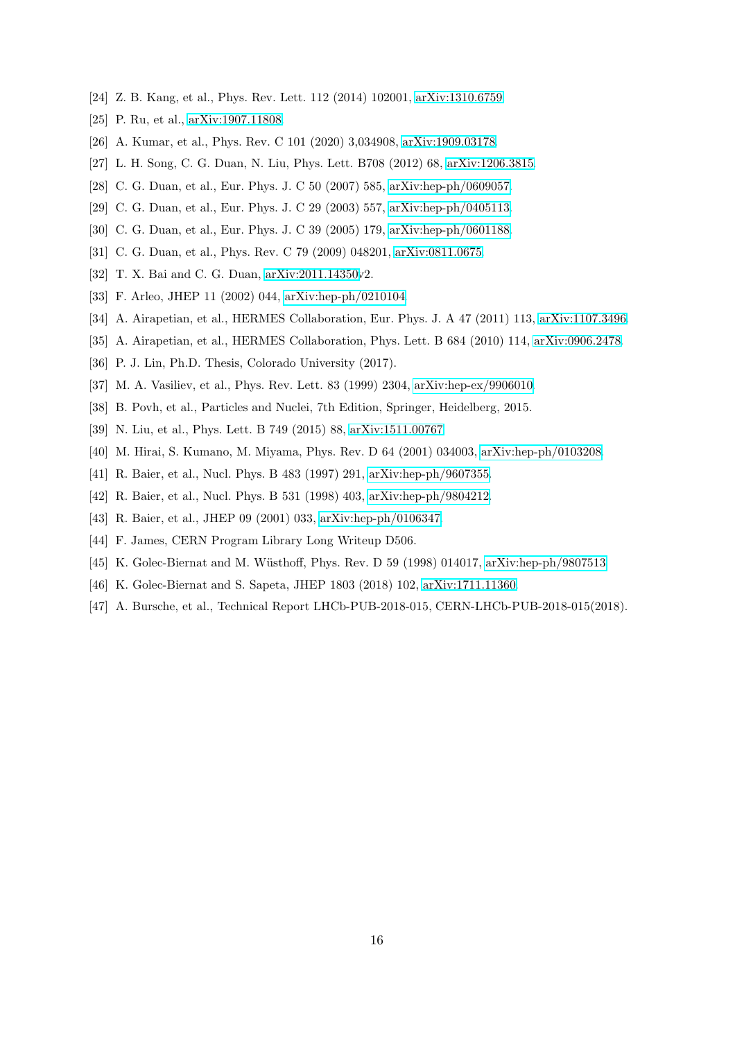[24] Z. B. Kang, et al., Phys. Rev. Lett. 112 (2014) 102001, arXiv:1310.6759.

[25] P. Ru, et al., arXiv:1907.11808.

[26] A. Kumar, et al., Phys. Rev. C 101 (2020) 3,034908, arXiv:1909.03178.

[27] L. H. Song, C. G. Duan, N. Liu, Phys. Lett. B708 (2012) 68, arXiv:1206.3815.

[28] C. G. Duan, et al., Eur. Phys. J. C 50 (2007) 585, arXiv:hep-ph/0609057.

[29] C. G. Duan, et al., Eur. Phys. J. C 29 (2003) 557, arXiv:hep-ph/0405113.

[30] C. G. Duan, et al., Eur. Phys. J. C 39 (2005) 179, arXiv:hep-ph/0601188.

[31] C. G. Duan, et al., Phys. Rev. C 79 (2009) 048201, arXiv:0811.0675.

[32] T. X. Bai and C. G. Duan, arXiv:2011.14350v2.

[33] F. Arleo, JHEP 11 (2002) 044, arXiv:hep-ph/0210104.

[34] A. Airapetian, et al., HERMES Collaboration, Eur. Phys. J. A 47 (2011) 113, arXiv:1107.3496.

[35] A. Airapetian, et al., HERMES Collaboration, Phys. Lett. B 684 (2010) 114, arXiv:0906.2478.

[36] P. J. Lin, Ph.D. Thesis, Colorado University (2017).

[37] M. A. Vasiliev, et al., Phys. Rev. Lett. 83 (1999) 2304, arXiv:hep-ex/9906010.

[38] B. Povh, et al., Particles and Nuclei, 7th Edition, Springer, Heidelberg, 2015.

[39] N. Liu, et al., Phys. Lett. B 749 (2015) 88, arXiv:1511.00767.

[40] M. Hirai, S. Kumano, M. Miyama, Phys. Rev. D 64 (2001) 034003, arXiv:hep-ph/0103208.

[41] R. Baier, et al., Nucl. Phys. B 483 (1997) 291, arXiv:hep-ph/9607355.

[42] R. Baier, et al., Nucl. Phys. B 531 (1998) 403, arXiv:hep-ph/9804212.

[43] R. Baier, et al., JHEP 09 (2001) 033, arXiv:hep-ph/0106347.

[44] F. James, CERN Program Library Long Writeup D506.

[45] K. Golec-Biernat and M. Wüsthoff, Phys. Rev. D 59 (1998) 014017, arXiv:hep-ph/9807513.

[46] K. Golec-Biernat and S. Sapeta, JHEP 1803 (2018) 102, arXiv:1711.11360.

[47] A. Bursche, et al., Technical Report LHCb-PUB-2018-015, CERN-LHCb-PUB-2018-015(2018).